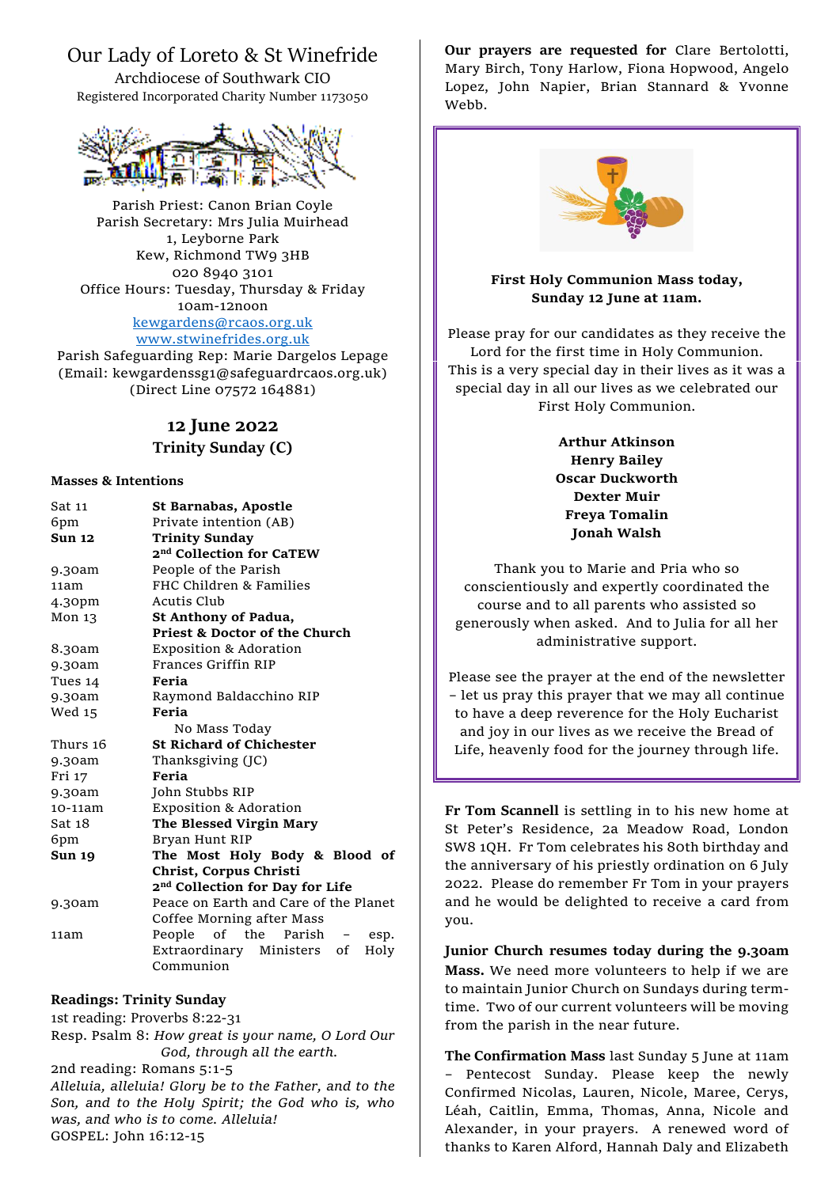# Our Lady of Loreto & St Winefride

Archdiocese of Southwark CIO
Registered Incorporated Charity Number 1173050

Parish Priest: Canon Brian Coyle
Parish Secretary: Mrs Julia Muirhead
1, Leyborne Park
Kew, Richmond TW9 3HB
020 8940 3101
Office Hours: Tuesday, Thursday & Friday
10am-12noon
kewgardens@rcaos.org.uk
www.stwinefrides.org.uk
Parish Safeguarding Rep: Marie Dargelos Lepage
(Email: kewgardenssg1@safeguardrcaos.org.uk)
(Direct Line 07572 164881)

## 12 June 2022
## Trinity Sunday (C)

**Masses & Intentions**

| | |
|---|---|
| Sat 11 | **St Barnabas, Apostle** |
| 6pm | Private intention (AB) |
| **Sun 12** | **Trinity Sunday** |
| | **2nd Collection for CaTEW** |
| 9.30am | People of the Parish |
| 11am | FHC Children & Families |
| 4.30pm | Acutis Club |
| Mon 13 | **St Anthony of Padua, Priest & Doctor of the Church** |
| 8.30am | Exposition & Adoration |
| 9.30am | Frances Griffin RIP |
| Tues 14 | **Feria** |
| 9.30am | Raymond Baldacchino RIP |
| Wed 15 | **Feria** |
| | No Mass Today |
| Thurs 16 | **St Richard of Chichester** |
| 9.30am | Thanksgiving (JC) |
| Fri 17 | **Feria** |
| 9.30am | John Stubbs RIP |
| 10-11am | Exposition & Adoration |
| Sat 18 | **The Blessed Virgin Mary** |
| 6pm | Bryan Hunt RIP |
| **Sun 19** | **The Most Holy Body & Blood of Christ, Corpus Christi** |
| | **2nd Collection for Day for Life** |
| 9.30am | Peace on Earth and Care of the Planet<br>Coffee Morning after Mass |
| 11am | People of the Parish – esp. Extraordinary Ministers of Holy Communion |

**Readings: Trinity Sunday**

1st reading: Proverbs 8:22-31
Resp. Psalm 8: *How great is your name, O Lord Our God, through all the earth.*
2nd reading: Romans 5:1-5
*Alleluia, alleluia! Glory be to the Father, and to the Son, and to the Holy Spirit; the God who is, who was, and who is to come. Alleluia!*
GOSPEL: John 16:12-15

**Our prayers are requested for** Clare Bertolotti, Mary Birch, Tony Harlow, Fiona Hopwood, Angelo Lopez, John Napier, Brian Stannard & Yvonne Webb.

**First Holy Communion Mass today, Sunday 12 June at 11am.**

Please pray for our candidates as they receive the Lord for the first time in Holy Communion. This is a very special day in their lives as it was a special day in all our lives as we celebrated our First Holy Communion.

**Arthur Atkinson**
**Henry Bailey**
**Oscar Duckworth**
**Dexter Muir**
**Freya Tomalin**
**Jonah Walsh**

Thank you to Marie and Pria who so conscientiously and expertly coordinated the course and to all parents who assisted so generously when asked. And to Julia for all her administrative support.

Please see the prayer at the end of the newsletter – let us pray this prayer that we may all continue to have a deep reverence for the Holy Eucharist and joy in our lives as we receive the Bread of Life, heavenly food for the journey through life.

**Fr Tom Scannell** is settling in to his new home at St Peter's Residence, 2a Meadow Road, London SW8 1QH. Fr Tom celebrates his 80th birthday and the anniversary of his priestly ordination on 6 July 2022. Please do remember Fr Tom in your prayers and he would be delighted to receive a card from you.

**Junior Church resumes today during the 9.30am Mass.** We need more volunteers to help if we are to maintain Junior Church on Sundays during term-time. Two of our current volunteers will be moving from the parish in the near future.

**The Confirmation Mass** last Sunday 5 June at 11am – Pentecost Sunday. Please keep the newly Confirmed Nicolas, Lauren, Nicole, Maree, Cerys, Léah, Caitlin, Emma, Thomas, Anna, Nicole and Alexander, in your prayers. A renewed word of thanks to Karen Alford, Hannah Daly and Elizabeth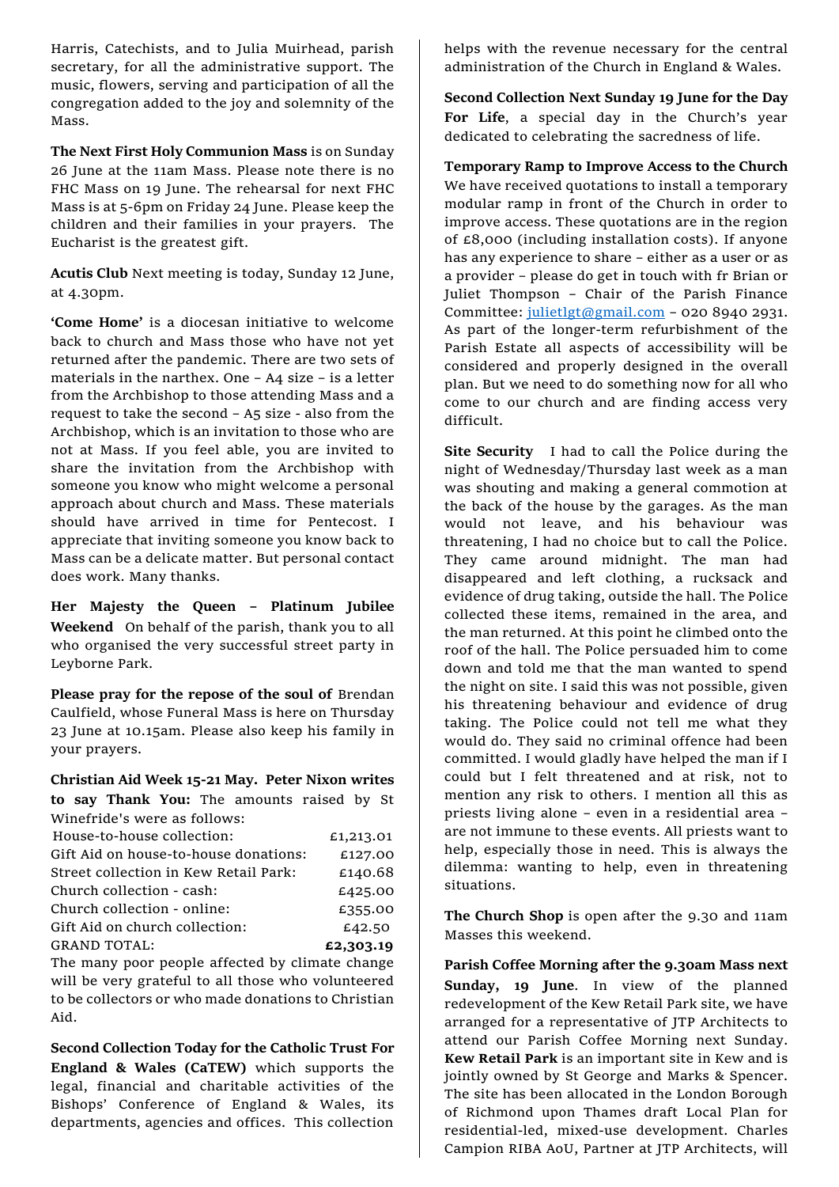Harris, Catechists, and to Julia Muirhead, parish secretary, for all the administrative support. The music, flowers, serving and participation of all the congregation added to the joy and solemnity of the Mass.

**The Next First Holy Communion Mass** is on Sunday 26 June at the 11am Mass. Please note there is no FHC Mass on 19 June. The rehearsal for next FHC Mass is at 5-6pm on Friday 24 June. Please keep the children and their families in your prayers. The Eucharist is the greatest gift.

**Acutis Club** Next meeting is today, Sunday 12 June, at 4.30pm.

**'Come Home'** is a diocesan initiative to welcome back to church and Mass those who have not yet returned after the pandemic. There are two sets of materials in the narthex. One – A4 size – is a letter from the Archbishop to those attending Mass and a request to take the second – A5 size - also from the Archbishop, which is an invitation to those who are not at Mass. If you feel able, you are invited to share the invitation from the Archbishop with someone you know who might welcome a personal approach about church and Mass. These materials should have arrived in time for Pentecost. I appreciate that inviting someone you know back to Mass can be a delicate matter. But personal contact does work. Many thanks.

**Her Majesty the Queen – Platinum Jubilee Weekend** On behalf of the parish, thank you to all who organised the very successful street party in Leyborne Park.

**Please pray for the repose of the soul of** Brendan Caulfield, whose Funeral Mass is here on Thursday 23 June at 10.15am. Please also keep his family in your prayers.

**Christian Aid Week 15-21 May. Peter Nixon writes to say Thank You:** The amounts raised by St Winefride's were as follows:

| | |
|---|---|
| House-to-house collection: | £1,213.01 |
| Gift Aid on house-to-house donations: | £127.00 |
| Street collection in Kew Retail Park: | £140.68 |
| Church collection - cash: | £425.00 |
| Church collection - online: | £355.00 |
| Gift Aid on church collection: | £42.50 |
| GRAND TOTAL: | **£2,303.19** |

The many poor people affected by climate change will be very grateful to all those who volunteered to be collectors or who made donations to Christian Aid.

**Second Collection Today for the Catholic Trust For England & Wales (CaTEW)** which supports the legal, financial and charitable activities of the Bishops' Conference of England & Wales, its departments, agencies and offices. This collection helps with the revenue necessary for the central administration of the Church in England & Wales.

**Second Collection Next Sunday 19 June for the Day For Life**, a special day in the Church's year dedicated to celebrating the sacredness of life.

**Temporary Ramp to Improve Access to the Church** We have received quotations to install a temporary modular ramp in front of the Church in order to improve access. These quotations are in the region of £8,000 (including installation costs). If anyone has any experience to share – either as a user or as a provider – please do get in touch with fr Brian or Juliet Thompson – Chair of the Parish Finance Committee: julietlgt@gmail.com – 020 8940 2931. As part of the longer-term refurbishment of the Parish Estate all aspects of accessibility will be considered and properly designed in the overall plan. But we need to do something now for all who come to our church and are finding access very difficult.

**Site Security** I had to call the Police during the night of Wednesday/Thursday last week as a man was shouting and making a general commotion at the back of the house by the garages. As the man would not leave, and his behaviour was threatening, I had no choice but to call the Police. They came around midnight. The man had disappeared and left clothing, a rucksack and evidence of drug taking, outside the hall. The Police collected these items, remained in the area, and the man returned. At this point he climbed onto the roof of the hall. The Police persuaded him to come down and told me that the man wanted to spend the night on site. I said this was not possible, given his threatening behaviour and evidence of drug taking. The Police could not tell me what they would do. They said no criminal offence had been committed. I would gladly have helped the man if I could but I felt threatened and at risk, not to mention any risk to others. I mention all this as priests living alone – even in a residential area – are not immune to these events. All priests want to help, especially those in need. This is always the dilemma: wanting to help, even in threatening situations.

**The Church Shop** is open after the 9.30 and 11am Masses this weekend.

**Parish Coffee Morning after the 9.30am Mass next Sunday, 19 June**. In view of the planned redevelopment of the Kew Retail Park site, we have arranged for a representative of JTP Architects to attend our Parish Coffee Morning next Sunday. **Kew Retail Park** is an important site in Kew and is jointly owned by St George and Marks & Spencer. The site has been allocated in the London Borough of Richmond upon Thames draft Local Plan for residential-led, mixed-use development. Charles Campion RIBA AoU, Partner at JTP Architects, will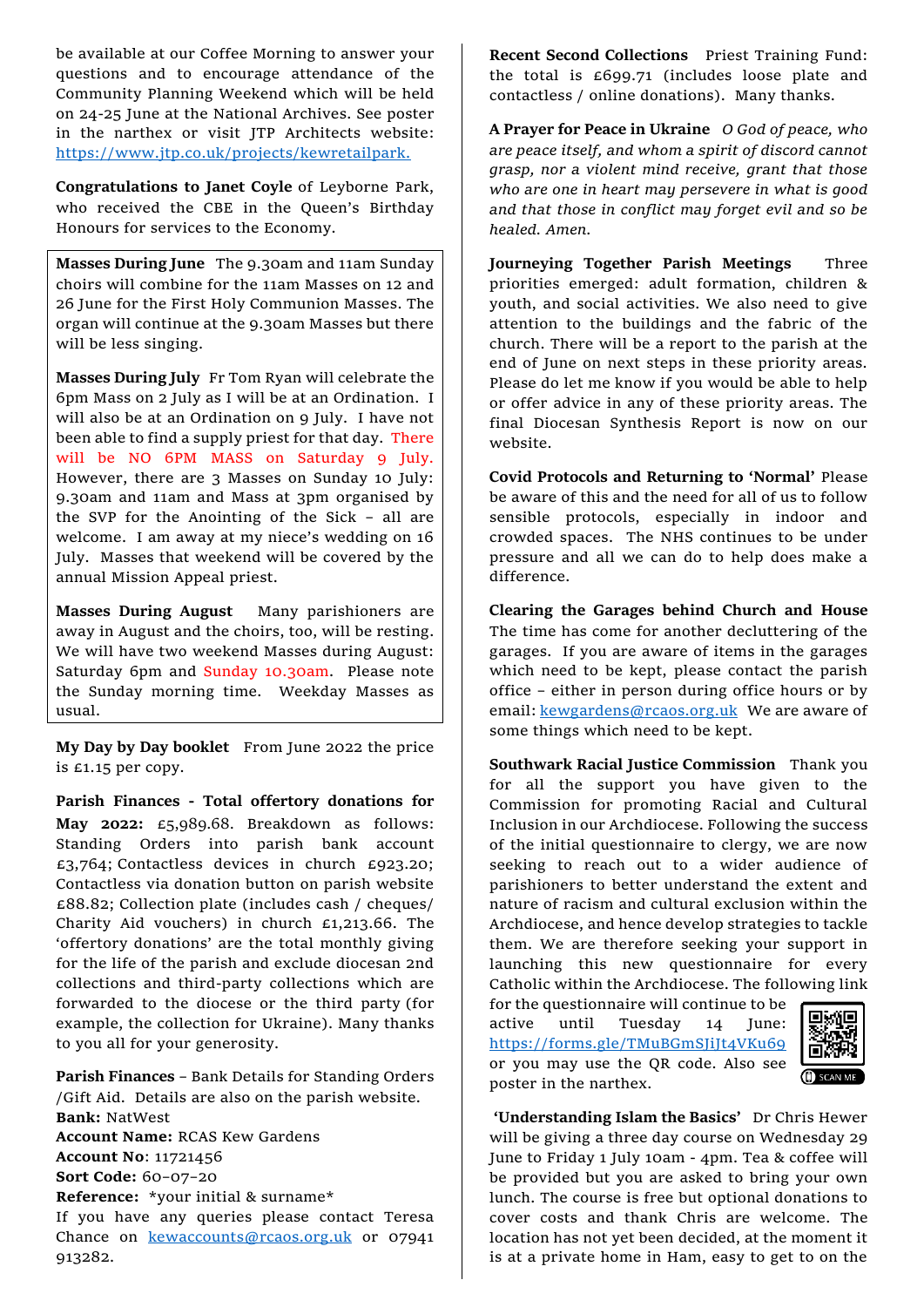be available at our Coffee Morning to answer your questions and to encourage attendance of the Community Planning Weekend which will be held on 24-25 June at the National Archives. See poster in the narthex or visit JTP Architects website: https://www.jtp.co.uk/projects/kewretailpark.

**Congratulations to Janet Coyle** of Leyborne Park, who received the CBE in the Queen's Birthday Honours for services to the Economy.

**Masses During June** The 9.30am and 11am Sunday choirs will combine for the 11am Masses on 12 and 26 June for the First Holy Communion Masses. The organ will continue at the 9.30am Masses but there will be less singing.

**Masses During July** Fr Tom Ryan will celebrate the 6pm Mass on 2 July as I will be at an Ordination. I will also be at an Ordination on 9 July. I have not been able to find a supply priest for that day. There will be NO 6PM MASS on Saturday 9 July. However, there are 3 Masses on Sunday 10 July: 9.30am and 11am and Mass at 3pm organised by the SVP for the Anointing of the Sick – all are welcome. I am away at my niece's wedding on 16 July. Masses that weekend will be covered by the annual Mission Appeal priest.

**Masses During August** Many parishioners are away in August and the choirs, too, will be resting. We will have two weekend Masses during August: Saturday 6pm and Sunday 10.30am. Please note the Sunday morning time. Weekday Masses as usual.

**My Day by Day booklet** From June 2022 the price is £1.15 per copy.

**Parish Finances - Total offertory donations for May 2022:** £5,989.68. Breakdown as follows: Standing Orders into parish bank account £3,764; Contactless devices in church £923.20; Contactless via donation button on parish website £88.82; Collection plate (includes cash / cheques/ Charity Aid vouchers) in church £1,213.66. The 'offertory donations' are the total monthly giving for the life of the parish and exclude diocesan 2nd collections and third-party collections which are forwarded to the diocese or the third party (for example, the collection for Ukraine). Many thanks to you all for your generosity.

**Parish Finances** – Bank Details for Standing Orders /Gift Aid. Details are also on the parish website.
**Bank:** NatWest
**Account Name:** RCAS Kew Gardens
**Account No**: 11721456
**Sort Code:** 60-07-20
**Reference:** *your initial & surname*
If you have any queries please contact Teresa Chance on kewaccounts@rcaos.org.uk or 07941 913282.

**Recent Second Collections** Priest Training Fund: the total is £699.71 (includes loose plate and contactless / online donations). Many thanks.

**A Prayer for Peace in Ukraine** *O God of peace, who are peace itself, and whom a spirit of discord cannot grasp, nor a violent mind receive, grant that those who are one in heart may persevere in what is good and that those in conflict may forget evil and so be healed. Amen.*

**Journeying Together Parish Meetings** Three priorities emerged: adult formation, children & youth, and social activities. We also need to give attention to the buildings and the fabric of the church. There will be a report to the parish at the end of June on next steps in these priority areas. Please do let me know if you would be able to help or offer advice in any of these priority areas. The final Diocesan Synthesis Report is now on our website.

**Covid Protocols and Returning to 'Normal'** Please be aware of this and the need for all of us to follow sensible protocols, especially in indoor and crowded spaces. The NHS continues to be under pressure and all we can do to help does make a difference.

**Clearing the Garages behind Church and House** The time has come for another decluttering of the garages. If you are aware of items in the garages which need to be kept, please contact the parish office – either in person during office hours or by email: kewgardens@rcaos.org.uk We are aware of some things which need to be kept.

**Southwark Racial Justice Commission** Thank you for all the support you have given to the Commission for promoting Racial and Cultural Inclusion in our Archdiocese. Following the success of the initial questionnaire to clergy, we are now seeking to reach out to a wider audience of parishioners to better understand the extent and nature of racism and cultural exclusion within the Archdiocese, and hence develop strategies to tackle them. We are therefore seeking your support in launching this new questionnaire for every Catholic within the Archdiocese. The following link for the questionnaire will continue to be active until Tuesday 14 June: https://forms.gle/TMuBGmSJiJt4VKu69 or you may use the QR code. Also see poster in the narthex.

SCAN ME

**'Understanding Islam the Basics'** Dr Chris Hewer will be giving a three day course on Wednesday 29 June to Friday 1 July 10am - 4pm. Tea & coffee will be provided but you are asked to bring your own lunch. The course is free but optional donations to cover costs and thank Chris are welcome. The location has not yet been decided, at the moment it is at a private home in Ham, easy to get to on the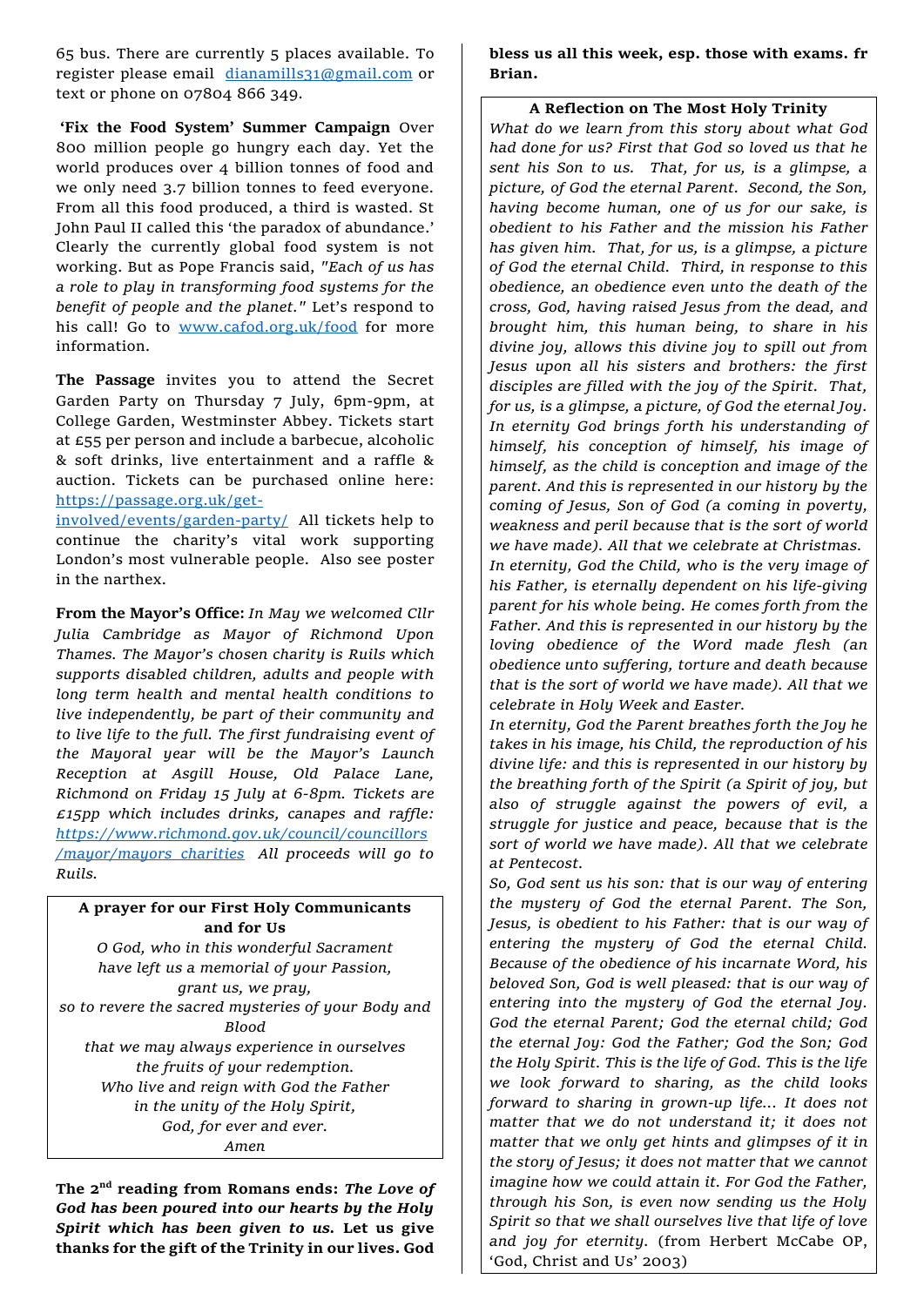65 bus. There are currently 5 places available. To register please email dianamills31@gmail.com or text or phone on 07804 866 349.

**'Fix the Food System' Summer Campaign** Over 800 million people go hungry each day. Yet the world produces over 4 billion tonnes of food and we only need 3.7 billion tonnes to feed everyone. From all this food produced, a third is wasted. St John Paul II called this 'the paradox of abundance.' Clearly the currently global food system is not working. But as Pope Francis said, *"Each of us has a role to play in transforming food systems for the benefit of people and the planet."* Let's respond to his call! Go to www.cafod.org.uk/food for more information.

**The Passage** invites you to attend the Secret Garden Party on Thursday 7 July, 6pm-9pm, at College Garden, Westminster Abbey. Tickets start at £55 per person and include a barbecue, alcoholic & soft drinks, live entertainment and a raffle & auction. Tickets can be purchased online here: https://passage.org.uk/get-involved/events/garden-party/ All tickets help to continue the charity's vital work supporting London's most vulnerable people. Also see poster in the narthex.

**From the Mayor's Office:** *In May we welcomed Cllr Julia Cambridge as Mayor of Richmond Upon Thames. The Mayor's chosen charity is Ruils which supports disabled children, adults and people with long term health and mental health conditions to live independently, be part of their community and to live life to the full. The first fundraising event of the Mayoral year will be the Mayor's Launch Reception at Asgill House, Old Palace Lane, Richmond on Friday 15 July at 6-8pm. Tickets are £15pp which includes drinks, canapes and raffle: https://www.richmond.gov.uk/council/councillors/mayor/mayors_charities All proceeds will go to Ruils.*

**A prayer for our First Holy Communicants and for Us**

*O God, who in this wonderful Sacrament*
*have left us a memorial of your Passion,*
*grant us, we pray,*
*so to revere the sacred mysteries of your Body and Blood*
*that we may always experience in ourselves*
*the fruits of your redemption.*
*Who live and reign with God the Father*
*in the unity of the Holy Spirit,*
*God, for ever and ever.*
*Amen*

**The 2nd reading from Romans ends: *The Love of God has been poured into our hearts by the Holy Spirit which has been given to us.* Let us give thanks for the gift of the Trinity in our lives. God bless us all this week, esp. those with exams. fr Brian.**

**A Reflection on The Most Holy Trinity**

*What do we learn from this story about what God had done for us? First that God so loved us that he sent his Son to us. That, for us, is a glimpse, a picture, of God the eternal Parent. Second, the Son, having become human, one of us for our sake, is obedient to his Father and the mission his Father has given him. That, for us, is a glimpse, a picture of God the eternal Child. Third, in response to this obedience, an obedience even unto the death of the cross, God, having raised Jesus from the dead, and brought him, this human being, to share in his divine joy, allows this divine joy to spill out from Jesus upon all his sisters and brothers: the first disciples are filled with the joy of the Spirit. That, for us, is a glimpse, a picture, of God the eternal Joy. In eternity God brings forth his understanding of himself, his conception of himself, his image of himself, as the child is conception and image of the parent. And this is represented in our history by the coming of Jesus, Son of God (a coming in poverty, weakness and peril because that is the sort of world we have made). All that we celebrate at Christmas.*

*In eternity, God the Child, who is the very image of his Father, is eternally dependent on his life-giving parent for his whole being. He comes forth from the Father. And this is represented in our history by the loving obedience of the Word made flesh (an obedience unto suffering, torture and death because that is the sort of world we have made). All that we celebrate in Holy Week and Easter.*

*In eternity, God the Parent breathes forth the Joy he takes in his image, his Child, the reproduction of his divine life: and this is represented in our history by the breathing forth of the Spirit (a Spirit of joy, but also of struggle against the powers of evil, a struggle for justice and peace, because that is the sort of world we have made). All that we celebrate at Pentecost.*

*So, God sent us his son: that is our way of entering the mystery of God the eternal Parent. The Son, Jesus, is obedient to his Father: that is our way of entering the mystery of God the eternal Child. Because of the obedience of his incarnate Word, his beloved Son, God is well pleased: that is our way of entering into the mystery of God the eternal Joy. God the eternal Parent; God the eternal child; God the eternal Joy: God the Father; God the Son; God the Holy Spirit. This is the life of God. This is the life we look forward to sharing, as the child looks forward to sharing in grown-up life... It does not matter that we do not understand it; it does not matter that we only get hints and glimpses of it in the story of Jesus; it does not matter that we cannot imagine how we could attain it. For God the Father, through his Son, is even now sending us the Holy Spirit so that we shall ourselves live that life of love and joy for eternity.* (from Herbert McCabe OP, 'God, Christ and Us' 2003)